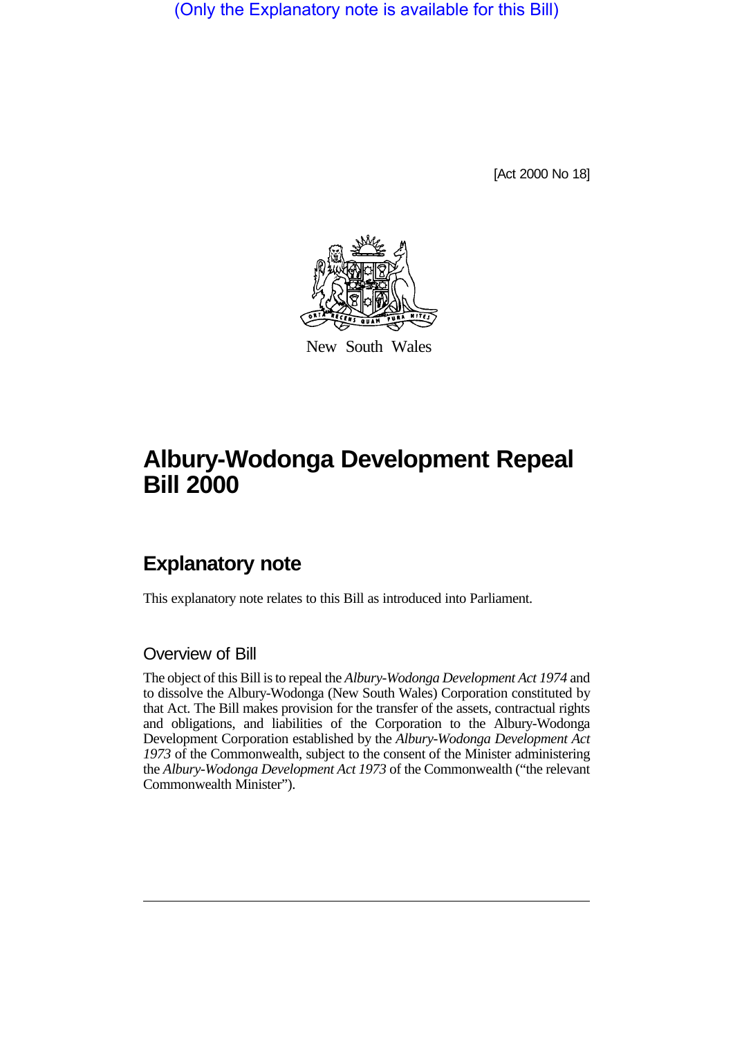(Only the Explanatory note is available for this Bill)

[Act 2000 No 18]

New South Wales

# Albury-Wodonga Development Repeal Bill 2000

## Explanatory note

This explanatory note relates to this Bill as introduced into Parliament.

### Overview of Bill

The object of this Bill is to repeal the *Albury-Wodonga Development Act 1974* and to dissolve the Albury-Wodonga (New South Wales) Corporation constituted by that Act. The Bill makes provision for the transfer of the assets, contractual rights and obligations, and liabilities of the Corporation to the Albury-Wodonga Development Corporation established by the *Albury-Wodonga Development Act 1973* of the Commonwealth, subject to the consent of the Minister administering the *Albury-Wodonga Development Act 1973* of the Commonwealth ("the relevant Commonwealth Minister").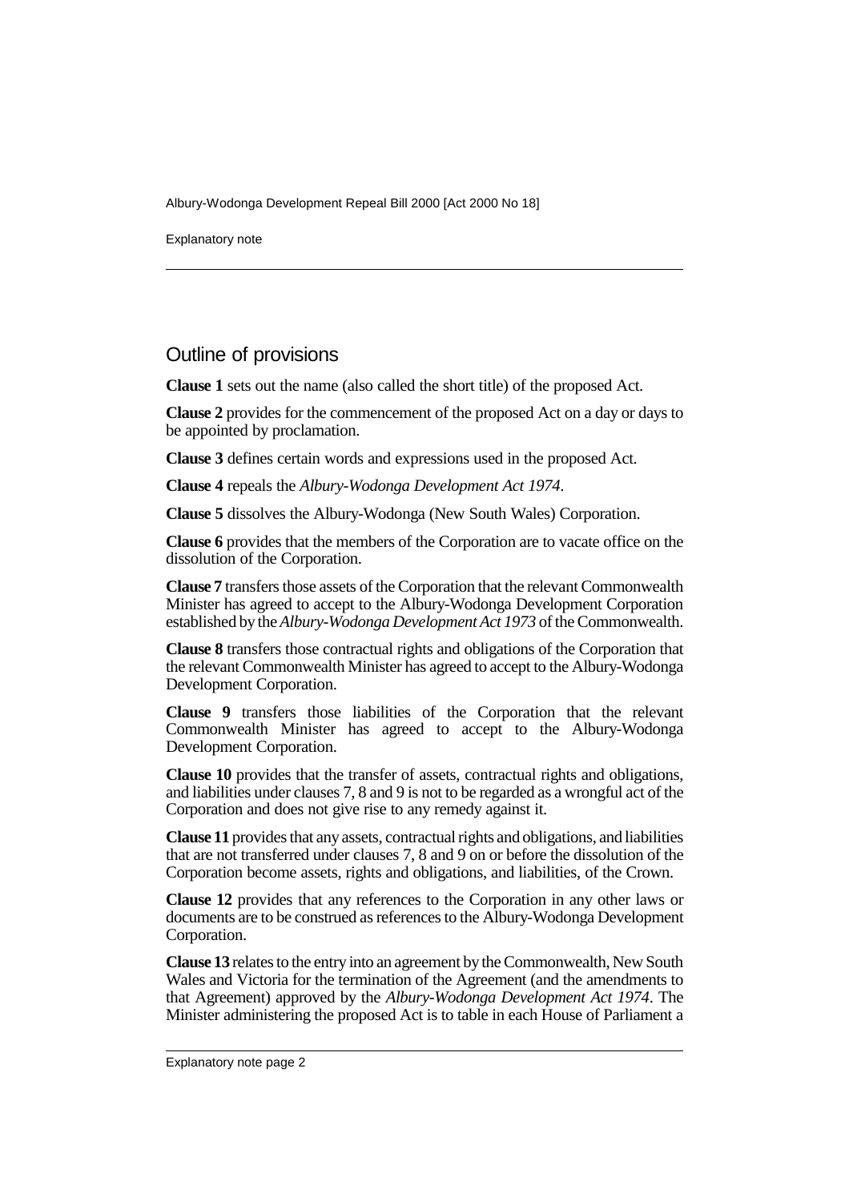## Outline of provisions

**Clause 1** sets out the name (also called the short title) of the proposed Act.

**Clause 2** provides for the commencement of the proposed Act on a day or days to be appointed by proclamation.

**Clause 3** defines certain words and expressions used in the proposed Act.

**Clause 4** repeals the *Albury-Wodonga Development Act 1974*.

**Clause 5** dissolves the Albury-Wodonga (New South Wales) Corporation.

**Clause 6** provides that the members of the Corporation are to vacate office on the dissolution of the Corporation.

**Clause 7** transfers those assets of the Corporation that the relevant Commonwealth Minister has agreed to accept to the Albury-Wodonga Development Corporation established by the *Albury-Wodonga Development Act 1973* of the Commonwealth.

**Clause 8** transfers those contractual rights and obligations of the Corporation that the relevant Commonwealth Minister has agreed to accept to the Albury-Wodonga Development Corporation.

**Clause 9** transfers those liabilities of the Corporation that the relevant Commonwealth Minister has agreed to accept to the Albury-Wodonga Development Corporation.

**Clause 10** provides that the transfer of assets, contractual rights and obligations, and liabilities under clauses 7, 8 and 9 is not to be regarded as a wrongful act of the Corporation and does not give rise to any remedy against it.

**Clause 11** provides that any assets, contractual rights and obligations, and liabilities that are not transferred under clauses 7, 8 and 9 on or before the dissolution of the Corporation become assets, rights and obligations, and liabilities, of the Crown.

**Clause 12** provides that any references to the Corporation in any other laws or documents are to be construed as references to the Albury-Wodonga Development Corporation.

**Clause 13** relates to the entry into an agreement by the Commonwealth, New South Wales and Victoria for the termination of the Agreement (and the amendments to that Agreement) approved by the *Albury-Wodonga Development Act 1974*. The Minister administering the proposed Act is to table in each House of Parliament a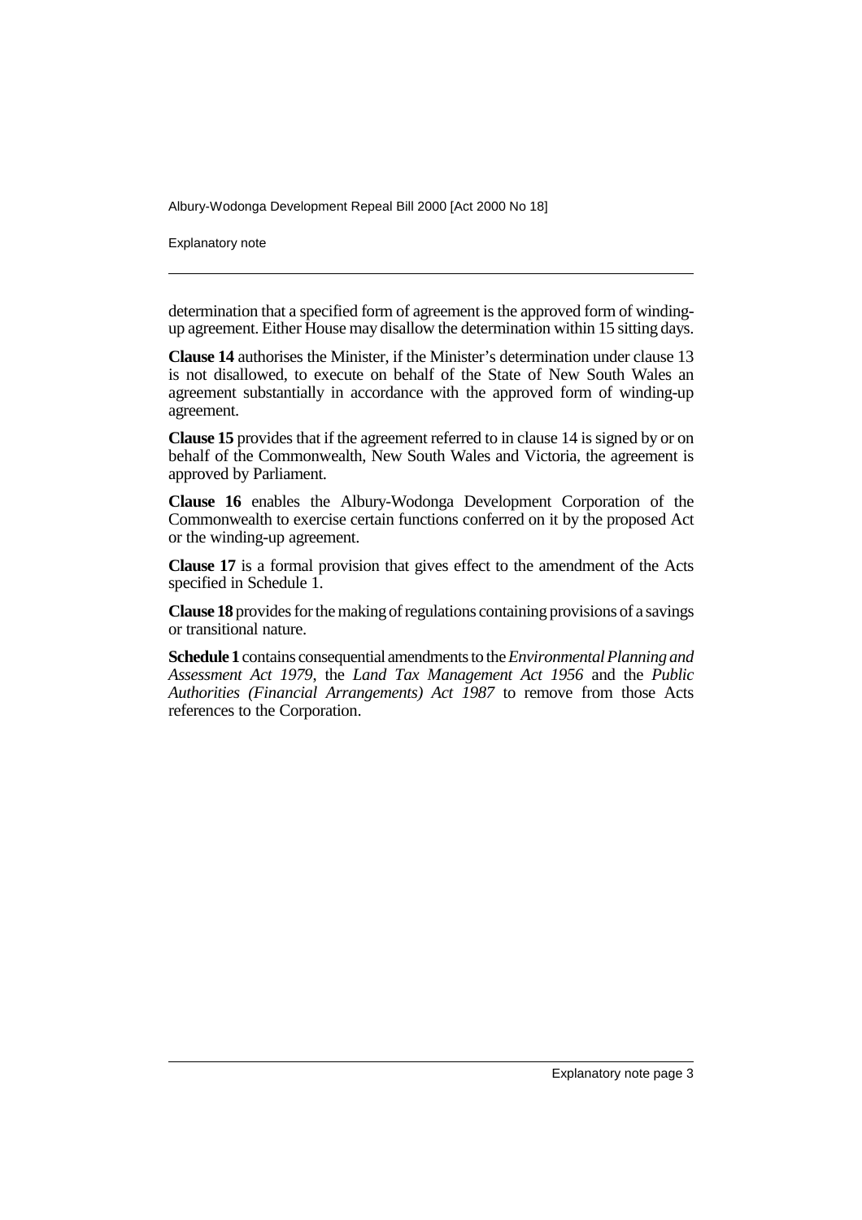determination that a specified form of agreement is the approved form of winding-up agreement. Either House may disallow the determination within 15 sitting days.

**Clause 14** authorises the Minister, if the Minister's determination under clause 13 is not disallowed, to execute on behalf of the State of New South Wales an agreement substantially in accordance with the approved form of winding-up agreement.

**Clause 15** provides that if the agreement referred to in clause 14 is signed by or on behalf of the Commonwealth, New South Wales and Victoria, the agreement is approved by Parliament.

**Clause 16** enables the Albury-Wodonga Development Corporation of the Commonwealth to exercise certain functions conferred on it by the proposed Act or the winding-up agreement.

**Clause 17** is a formal provision that gives effect to the amendment of the Acts specified in Schedule 1.

**Clause 18** provides for the making of regulations containing provisions of a savings or transitional nature.

**Schedule 1** contains consequential amendments to the *Environmental Planning and Assessment Act 1979*, the *Land Tax Management Act 1956* and the *Public Authorities (Financial Arrangements) Act 1987* to remove from those Acts references to the Corporation.